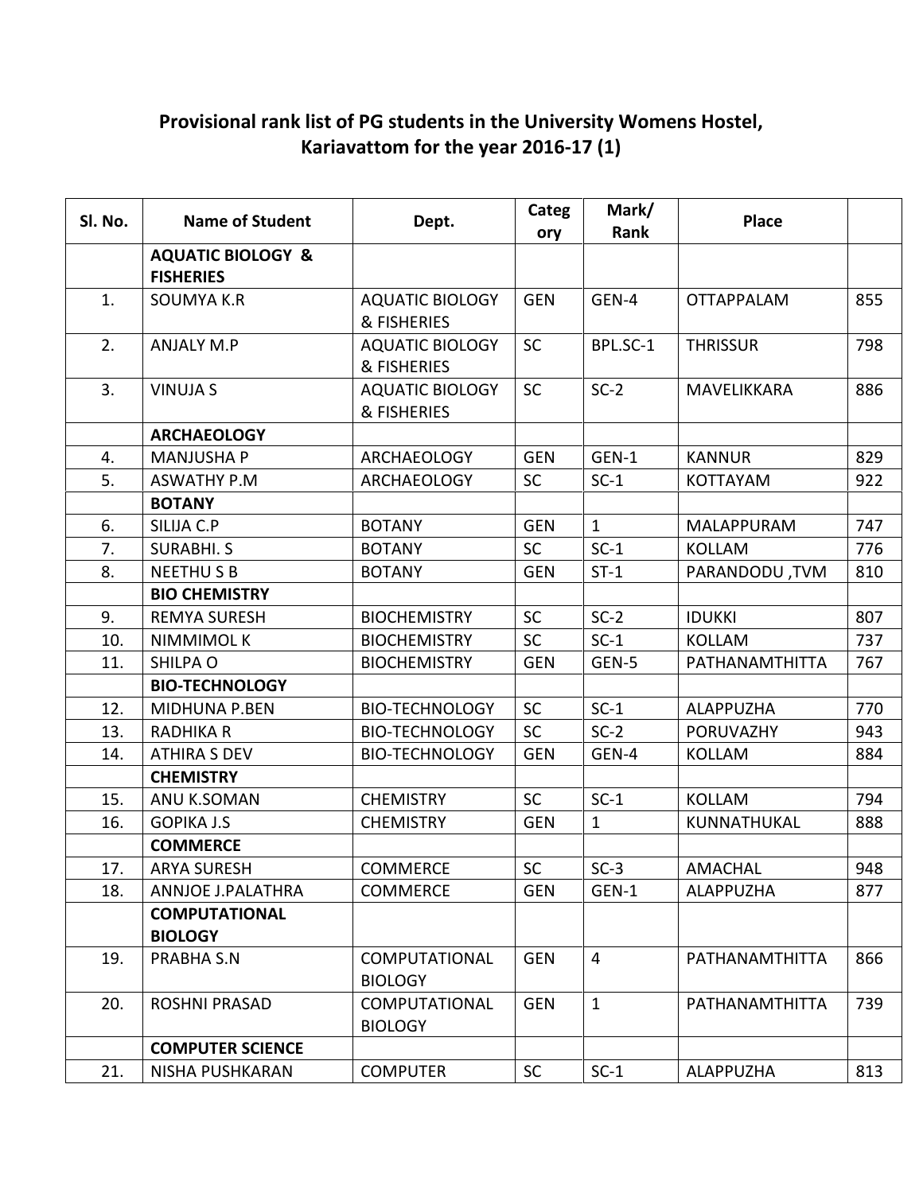## Provisional rank list of PG students in the University Womens Hostel, Kariavattom for the year 2016-17 (1)

| Sl. No. | Name of Student | Dept. | Category | Mark/ Rank | Place | |
|---|---|---|---|---|---|---|
| | **AQUATIC BIOLOGY & FISHERIES** | | | | | |
| 1. | SOUMYA K.R | AQUATIC BIOLOGY & FISHERIES | GEN | GEN-4 | OTTAPPALAM | 855 |
| 2. | ANJALY M.P | AQUATIC BIOLOGY & FISHERIES | SC | BPL.SC-1 | THRISSUR | 798 |
| 3. | VINUJA S | AQUATIC BIOLOGY & FISHERIES | SC | SC-2 | MAVELIKKARA | 886 |
| | **ARCHAEOLOGY** | | | | | |
| 4. | MANJUSHA P | ARCHAEOLOGY | GEN | GEN-1 | KANNUR | 829 |
| 5. | ASWATHY P.M | ARCHAEOLOGY | SC | SC-1 | KOTTAYAM | 922 |
| | **BOTANY** | | | | | |
| 6. | SILIJA C.P | BOTANY | GEN | 1 | MALAPPURAM | 747 |
| 7. | SURABHI. S | BOTANY | SC | SC-1 | KOLLAM | 776 |
| 8. | NEETHU S B | BOTANY | GEN | ST-1 | PARANDODU ,TVM | 810 |
| | **BIO CHEMISTRY** | | | | | |
| 9. | REMYA SURESH | BIOCHEMISTRY | SC | SC-2 | IDUKKI | 807 |
| 10. | NIMMIMOL K | BIOCHEMISTRY | SC | SC-1 | KOLLAM | 737 |
| 11. | SHILPA O | BIOCHEMISTRY | GEN | GEN-5 | PATHANAMTHITTA | 767 |
| | **BIO-TECHNOLOGY** | | | | | |
| 12. | MIDHUNA P.BEN | BIO-TECHNOLOGY | SC | SC-1 | ALAPPUZHA | 770 |
| 13. | RADHIKA R | BIO-TECHNOLOGY | SC | SC-2 | PORUVAZHY | 943 |
| 14. | ATHIRA S DEV | BIO-TECHNOLOGY | GEN | GEN-4 | KOLLAM | 884 |
| | **CHEMISTRY** | | | | | |
| 15. | ANU K.SOMAN | CHEMISTRY | SC | SC-1 | KOLLAM | 794 |
| 16. | GOPIKA J.S | CHEMISTRY | GEN | 1 | KUNNATHUKAL | 888 |
| | **COMMERCE** | | | | | |
| 17. | ARYA SURESH | COMMERCE | SC | SC-3 | AMACHAL | 948 |
| 18. | ANNJOE J.PALATHRA | COMMERCE | GEN | GEN-1 | ALAPPUZHA | 877 |
| | **COMPUTATIONAL BIOLOGY** | | | | | |
| 19. | PRABHA S.N | COMPUTATIONAL BIOLOGY | GEN | 4 | PATHANAMTHITTA | 866 |
| 20. | ROSHNI PRASAD | COMPUTATIONAL BIOLOGY | GEN | 1 | PATHANAMTHITTA | 739 |
| | **COMPUTER SCIENCE** | | | | | |
| 21. | NISHA PUSHKARAN | COMPUTER | SC | SC-1 | ALAPPUZHA | 813 |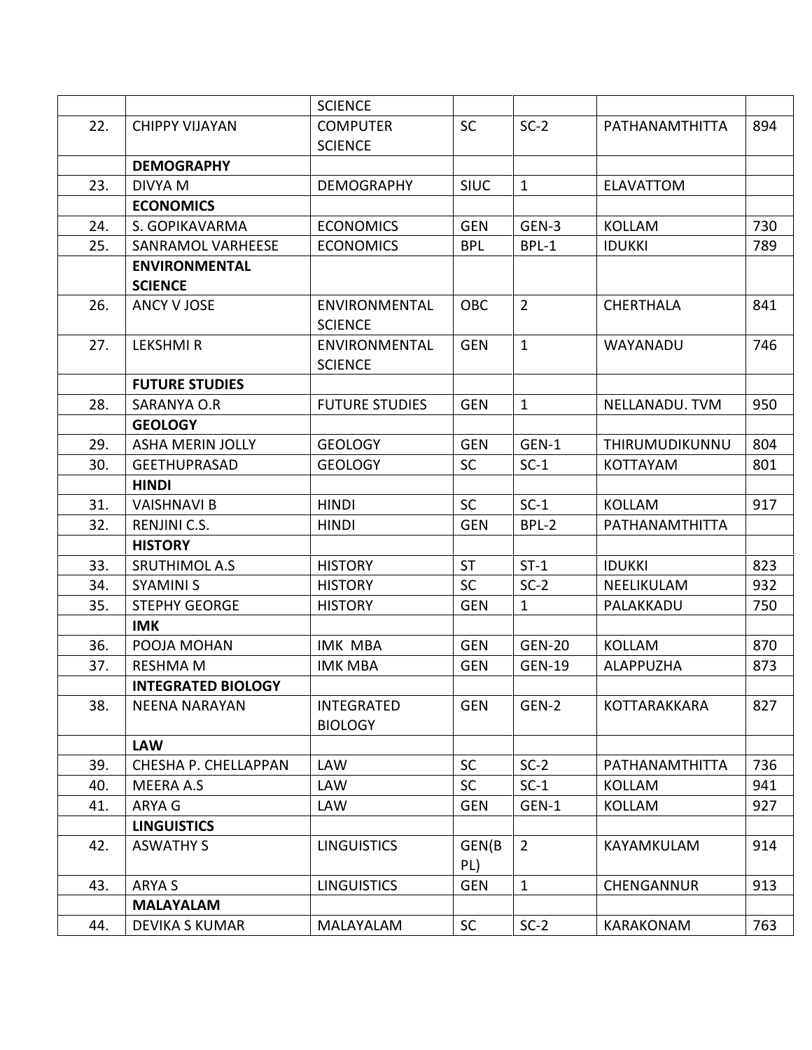|  |  | SCIENCE |  |  |  |  |
|---|---|---|---|---|---|---|
| 22. | CHIPPY VIJAYAN | COMPUTER SCIENCE | SC | SC-2 | PATHANAMTHITTA | 894 |
|  | **DEMOGRAPHY** |  |  |  |  |  |
| 23. | DIVYA M | DEMOGRAPHY | SIUC | 1 | ELAVATTOM |  |
|  | **ECONOMICS** |  |  |  |  |  |
| 24. | S. GOPIKAVARMA | ECONOMICS | GEN | GEN-3 | KOLLAM | 730 |
| 25. | SANRAMOL VARHEESE | ECONOMICS | BPL | BPL-1 | IDUKKI | 789 |
|  | **ENVIRONMENTAL SCIENCE** |  |  |  |  |  |
| 26. | ANCY V JOSE | ENVIRONMENTAL SCIENCE | OBC | 2 | CHERTHALA | 841 |
| 27. | LEKSHMI R | ENVIRONMENTAL SCIENCE | GEN | 1 | WAYANADU | 746 |
|  | **FUTURE STUDIES** |  |  |  |  |  |
| 28. | SARANYA O.R | FUTURE STUDIES | GEN | 1 | NELLANADU. TVM | 950 |
|  | **GEOLOGY** |  |  |  |  |  |
| 29. | ASHA MERIN JOLLY | GEOLOGY | GEN | GEN-1 | THIRUMUDIKUNNU | 804 |
| 30. | GEETHUPRASAD | GEOLOGY | SC | SC-1 | KOTTAYAM | 801 |
|  | **HINDI** |  |  |  |  |  |
| 31. | VAISHNAVI B | HINDI | SC | SC-1 | KOLLAM | 917 |
| 32. | RENJINI C.S. | HINDI | GEN | BPL-2 | PATHANAMTHITTA |  |
|  | **HISTORY** |  |  |  |  |  |
| 33. | SRUTHIMOL A.S | HISTORY | ST | ST-1 | IDUKKI | 823 |
| 34. | SYAMINI S | HISTORY | SC | SC-2 | NEELIKULAM | 932 |
| 35. | STEPHY GEORGE | HISTORY | GEN | 1 | PALAKKADU | 750 |
|  | **IMK** |  |  |  |  |  |
| 36. | POOJA MOHAN | IMK MBA | GEN | GEN-20 | KOLLAM | 870 |
| 37. | RESHMA M | IMK MBA | GEN | GEN-19 | ALAPPUZHA | 873 |
|  | **INTEGRATED BIOLOGY** |  |  |  |  |  |
| 38. | NEENA NARAYAN | INTEGRATED BIOLOGY | GEN | GEN-2 | KOTTARAKKARA | 827 |
|  | **LAW** |  |  |  |  |  |
| 39. | CHESHA P. CHELLAPPAN | LAW | SC | SC-2 | PATHANAMTHITTA | 736 |
| 40. | MEERA A.S | LAW | SC | SC-1 | KOLLAM | 941 |
| 41. | ARYA G | LAW | GEN | GEN-1 | KOLLAM | 927 |
|  | **LINGUISTICS** |  |  |  |  |  |
| 42. | ASWATHY S | LINGUISTICS | GEN(BPL) | 2 | KAYAMKULAM | 914 |
| 43. | ARYA S | LINGUISTICS | GEN | 1 | CHENGANNUR | 913 |
|  | **MALAYALAM** |  |  |  |  |  |
| 44. | DEVIKA S KUMAR | MALAYALAM | SC | SC-2 | KARAKONAM | 763 |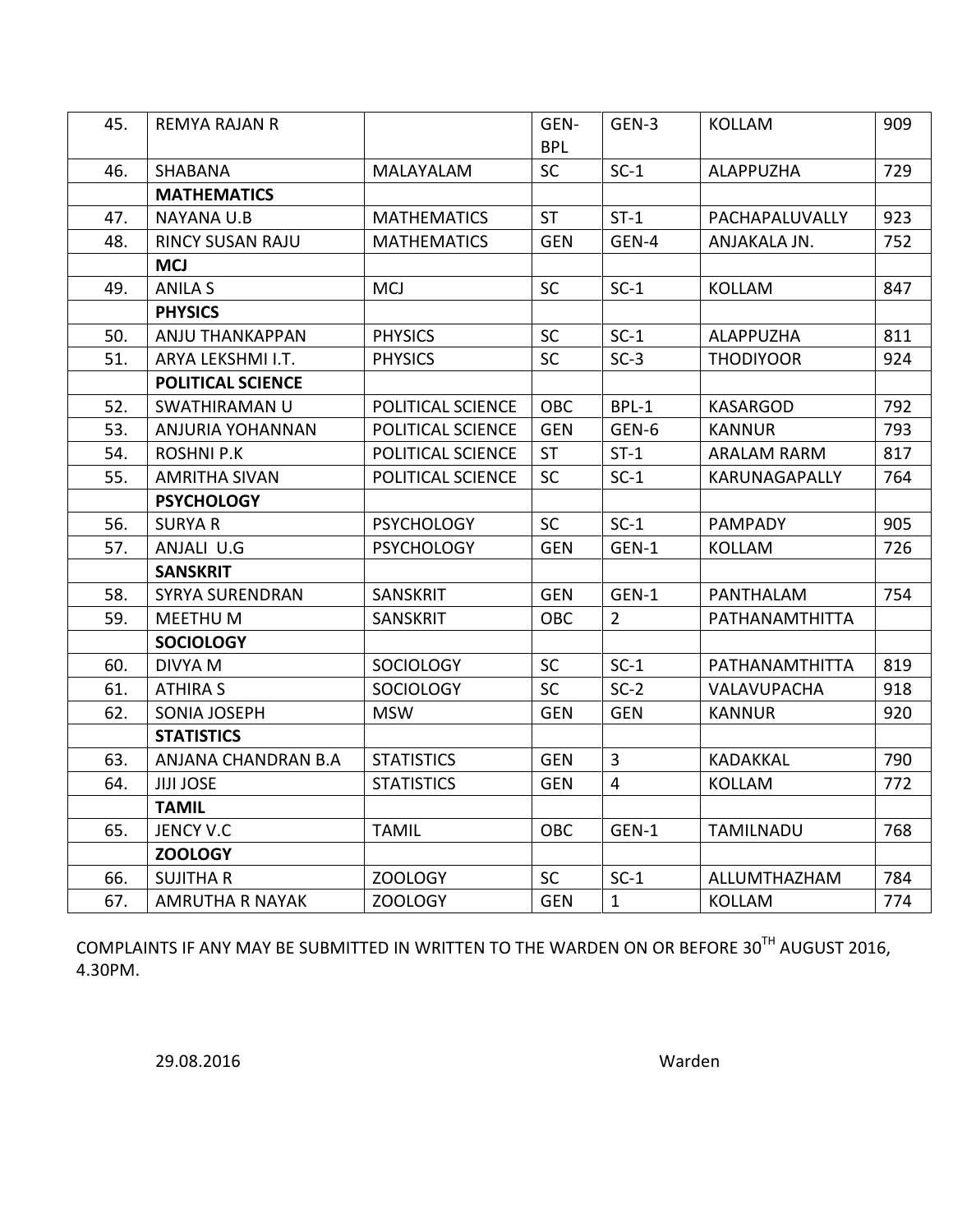| | | | | | | |
|---|---|---|---|---|---|---|
| 45. | REMYA RAJAN R | | GEN-BPL | GEN-3 | KOLLAM | 909 |
| 46. | SHABANA | MALAYALAM | SC | SC-1 | ALAPPUZHA | 729 |
| | **MATHEMATICS** | | | | | |
| 47. | NAYANA U.B | MATHEMATICS | ST | ST-1 | PACHAPALUVALLY | 923 |
| 48. | RINCY SUSAN RAJU | MATHEMATICS | GEN | GEN-4 | ANJAKALA JN. | 752 |
| | **MCJ** | | | | | |
| 49. | ANILA S | MCJ | SC | SC-1 | KOLLAM | 847 |
| | **PHYSICS** | | | | | |
| 50. | ANJU THANKAPPAN | PHYSICS | SC | SC-1 | ALAPPUZHA | 811 |
| 51. | ARYA LEKSHMI I.T. | PHYSICS | SC | SC-3 | THODIYOOR | 924 |
| | **POLITICAL SCIENCE** | | | | | |
| 52. | SWATHIRAMAN U | POLITICAL SCIENCE | OBC | BPL-1 | KASARGOD | 792 |
| 53. | ANJURIA YOHANNAN | POLITICAL SCIENCE | GEN | GEN-6 | KANNUR | 793 |
| 54. | ROSHNI P.K | POLITICAL SCIENCE | ST | ST-1 | ARALAM RARM | 817 |
| 55. | AMRITHA SIVAN | POLITICAL SCIENCE | SC | SC-1 | KARUNAGAPALLY | 764 |
| | **PSYCHOLOGY** | | | | | |
| 56. | SURYA R | PSYCHOLOGY | SC | SC-1 | PAMPADY | 905 |
| 57. | ANJALI U.G | PSYCHOLOGY | GEN | GEN-1 | KOLLAM | 726 |
| | **SANSKRIT** | | | | | |
| 58. | SYRYA SURENDRAN | SANSKRIT | GEN | GEN-1 | PANTHALAM | 754 |
| 59. | MEETHU M | SANSKRIT | OBC | 2 | PATHANAMTHITTA | |
| | **SOCIOLOGY** | | | | | |
| 60. | DIVYA M | SOCIOLOGY | SC | SC-1 | PATHANAMTHITTA | 819 |
| 61. | ATHIRA S | SOCIOLOGY | SC | SC-2 | VALAVUPACHA | 918 |
| 62. | SONIA JOSEPH | MSW | GEN | GEN | KANNUR | 920 |
| | **STATISTICS** | | | | | |
| 63. | ANJANA CHANDRAN B.A | STATISTICS | GEN | 3 | KADAKKAL | 790 |
| 64. | JIJI JOSE | STATISTICS | GEN | 4 | KOLLAM | 772 |
| | **TAMIL** | | | | | |
| 65. | JENCY V.C | TAMIL | OBC | GEN-1 | TAMILNADU | 768 |
| | **ZOOLOGY** | | | | | |
| 66. | SUJITHA R | ZOOLOGY | SC | SC-1 | ALLUMTHAZHAM | 784 |
| 67. | AMRUTHA R NAYAK | ZOOLOGY | GEN | 1 | KOLLAM | 774 |

COMPLAINTS IF ANY MAY BE SUBMITTED IN WRITTEN TO THE WARDEN ON OR BEFORE 30TH AUGUST 2016, 4.30PM.

29.08.2016

Warden